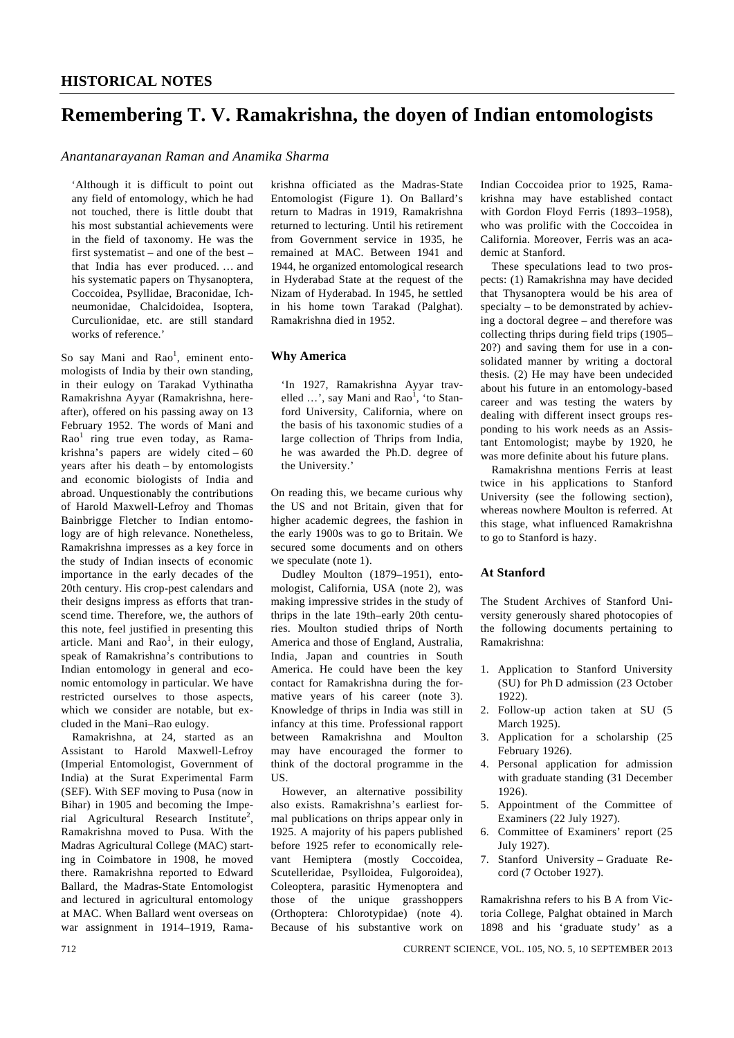## HISTORICAL NOTES

# Remembering T. V. Ramakrishna, the doyen of Indian entomologists

*Anantanarayanan Raman and Anamika Sharma*

> 'Although it is difficult to point out any field of entomology, which he had not touched, there is little doubt that his most substantial achievements were in the field of taxonomy. He was the first systematist – and one of the best – that India has ever produced. … and his systematic papers on Thysanoptera, Coccoidea, Psyllidae, Braconidae, Ichneumonidae, Chalcidoidea, Isoptera, Curculionidae, etc. are still standard works of reference.'

So say Mani and Rao[1], eminent entomologists of India by their own standing, in their eulogy on Tarakad Vythinatha Ramakrishna Ayyar (Ramakrishna, hereafter), offered on his passing away on 13 February 1952. The words of Mani and Rao[1] ring true even today, as Ramakrishna's papers are widely cited – 60 years after his death – by entomologists and economic biologists of India and abroad. Unquestionably the contributions of Harold Maxwell-Lefroy and Thomas Bainbrigge Fletcher to Indian entomology are of high relevance. Nonetheless, Ramakrishna impresses as a key force in the study of Indian insects of economic importance in the early decades of the 20th century. His crop-pest calendars and their designs impress as efforts that transcend time. Therefore, we, the authors of this note, feel justified in presenting this article. Mani and Rao[1], in their eulogy, speak of Ramakrishna's contributions to Indian entomology in general and economic entomology in particular. We have restricted ourselves to those aspects, which we consider are notable, but excluded in the Mani–Rao eulogy.

Ramakrishna, at 24, started as an Assistant to Harold Maxwell-Lefroy (Imperial Entomologist, Government of India) at the Surat Experimental Farm (SEF). With SEF moving to Pusa (now in Bihar) in 1905 and becoming the Imperial Agricultural Research Institute[2], Ramakrishna moved to Pusa. With the Madras Agricultural College (MAC) starting in Coimbatore in 1908, he moved there. Ramakrishna reported to Edward Ballard, the Madras-State Entomologist and lectured in agricultural entomology at MAC. When Ballard went overseas on war assignment in 1914–1919, Ramakrishna officiated as the Madras-State Entomologist (Figure 1). On Ballard's return to Madras in 1919, Ramakrishna returned to lecturing. Until his retirement from Government service in 1935, he remained at MAC. Between 1941 and 1944, he organized entomological research in Hyderabad State at the request of the Nizam of Hyderabad. In 1945, he settled in his home town Tarakad (Palghat). Ramakrishna died in 1952.

## Why America

> 'In 1927, Ramakrishna Ayyar travelled …', say Mani and Rao[1], 'to Stanford University, California, where on the basis of his taxonomic studies of a large collection of Thrips from India, he was awarded the Ph.D. degree of the University.'

On reading this, we became curious why the US and not Britain, given that for higher academic degrees, the fashion in the early 1900s was to go to Britain. We secured some documents and on others we speculate (note 1).

Dudley Moulton (1879–1951), entomologist, California, USA (note 2), was making impressive strides in the study of thrips in the late 19th–early 20th centuries. Moulton studied thrips of North America and those of England, Australia, India, Japan and countries in South America. He could have been the key contact for Ramakrishna during the formative years of his career (note 3). Knowledge of thrips in India was still in infancy at this time. Professional rapport between Ramakrishna and Moulton may have encouraged the former to think of the doctoral programme in the US.

However, an alternative possibility also exists. Ramakrishna's earliest formal publications on thrips appear only in 1925. A majority of his papers published before 1925 refer to economically relevant Hemiptera (mostly Coccoidea, Scutelleridae, Psylloidea, Fulgoroidea), Coleoptera, parasitic Hymenoptera and those of the unique grasshoppers (Orthoptera: Chlorotypidae) (note 4). Because of his substantive work on Indian Coccoidea prior to 1925, Ramakrishna may have established contact with Gordon Floyd Ferris (1893–1958), who was prolific with the Coccoidea in California. Moreover, Ferris was an academic at Stanford.

These speculations lead to two prospects: (1) Ramakrishna may have decided that Thysanoptera would be his area of specialty – to be demonstrated by achieving a doctoral degree – and therefore was collecting thrips during field trips (1905–20?) and saving them for use in a consolidated manner by writing a doctoral thesis. (2) He may have been undecided about his future in an entomology-based career and was testing the waters by dealing with different insect groups responding to his work needs as an Assistant Entomologist; maybe by 1920, he was more definite about his future plans.

Ramakrishna mentions Ferris at least twice in his applications to Stanford University (see the following section), whereas nowhere Moulton is referred. At this stage, what influenced Ramakrishna to go to Stanford is hazy.

## At Stanford

The Student Archives of Stanford University generously shared photocopies of the following documents pertaining to Ramakrishna:

1. Application to Stanford University (SU) for Ph D admission (23 October 1922).
2. Follow-up action taken at SU (5 March 1925).
3. Application for a scholarship (25 February 1926).
4. Personal application for admission with graduate standing (31 December 1926).
5. Appointment of the Committee of Examiners (22 July 1927).
6. Committee of Examiners' report (25 July 1927).
7. Stanford University – Graduate Record (7 October 1927).

Ramakrishna refers to his B A from Victoria College, Palghat obtained in March 1898 and his 'graduate study' as a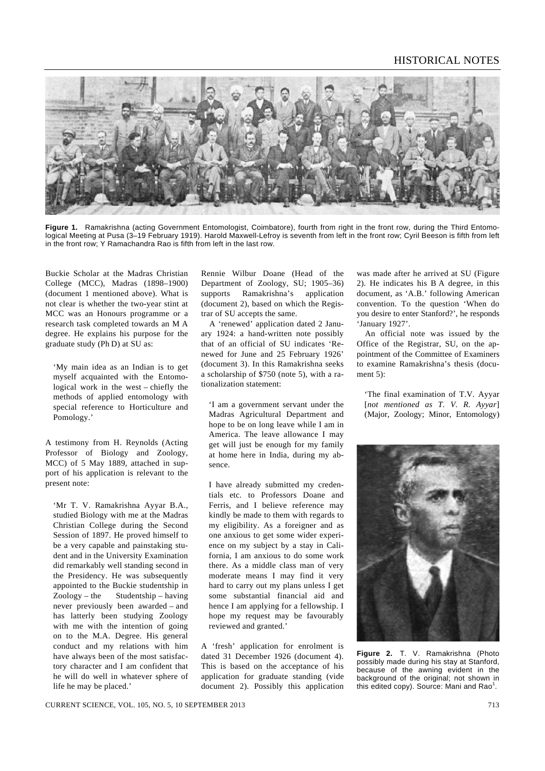**Figure 1.** Ramakrishna (acting Government Entomologist, Coimbatore), fourth from right in the front row, during the Third Entomological Meeting at Pusa (3–19 February 1919). Harold Maxwell-Lefroy is seventh from left in the front row; Cyril Beeson is fifth from left in the front row; Y Ramachandra Rao is fifth from left in the last row.

Buckie Scholar at the Madras Christian College (MCC), Madras (1898–1900) (document 1 mentioned above). What is not clear is whether the two-year stint at MCC was an Honours programme or a research task completed towards an M A degree. He explains his purpose for the graduate study (Ph D) at SU as:

> 'My main idea as an Indian is to get myself acquainted with the Entomological work in the west – chiefly the methods of applied entomology with special reference to Horticulture and Pomology.'

A testimony from H. Reynolds (Acting Professor of Biology and Zoology, MCC) of 5 May 1889, attached in support of his application is relevant to the present note:

> 'Mr T. V. Ramakrishna Ayyar B.A., studied Biology with me at the Madras Christian College during the Second Session of 1897. He proved himself to be a very capable and painstaking student and in the University Examination did remarkably well standing second in the Presidency. He was subsequently appointed to the Buckie studentship in Zoology – the Studentship – having never previously been awarded – and has latterly been studying Zoology with me with the intention of going on to the M.A. Degree. His general conduct and my relations with him have always been of the most satisfactory character and I am confident that he will do well in whatever sphere of life he may be placed.'

Rennie Wilbur Doane (Head of the Department of Zoology, SU; 1905–36) supports Ramakrishna's application (document 2), based on which the Registrar of SU accepts the same.

A 'renewed' application dated 2 January 1924: a hand-written note possibly that of an official of SU indicates 'Renewed for June and 25 February 1926' (document 3). In this Ramakrishna seeks a scholarship of $750 (note 5), with a rationalization statement:

> 'I am a government servant under the Madras Agricultural Department and hope to be on long leave while I am in America. The leave allowance I may get will just be enough for my family at home here in India, during my absence.
>
> I have already submitted my credentials etc. to Professors Doane and Ferris, and I believe reference may kindly be made to them with regards to my eligibility. As a foreigner and as one anxious to get some wider experience on my subject by a stay in California, I am anxious to do some work there. As a middle class man of very moderate means I may find it very hard to carry out my plans unless I get some substantial financial aid and hence I am applying for a fellowship. I hope my request may be favourably reviewed and granted.'

A 'fresh' application for enrolment is dated 31 December 1926 (document 4). This is based on the acceptance of his application for graduate standing (vide document 2). Possibly this application was made after he arrived at SU (Figure 2). He indicates his B A degree, in this document, as 'A.B.' following American convention. To the question 'When do you desire to enter Stanford?', he responds 'January 1927'.

An official note was issued by the Office of the Registrar, SU, on the appointment of the Committee of Examiners to examine Ramakrishna's thesis (document 5):

> 'The final examination of T.V. Ayyar [*not mentioned as T. V. R. Ayyar*] (Major, Zoology; Minor, Entomology)

**Figure 2.** T. V. Ramakrishna (Photo possibly made during his stay at Stanford, because of the awning evident in the background of the original; not shown in this edited copy). Source: Mani and Rao[1].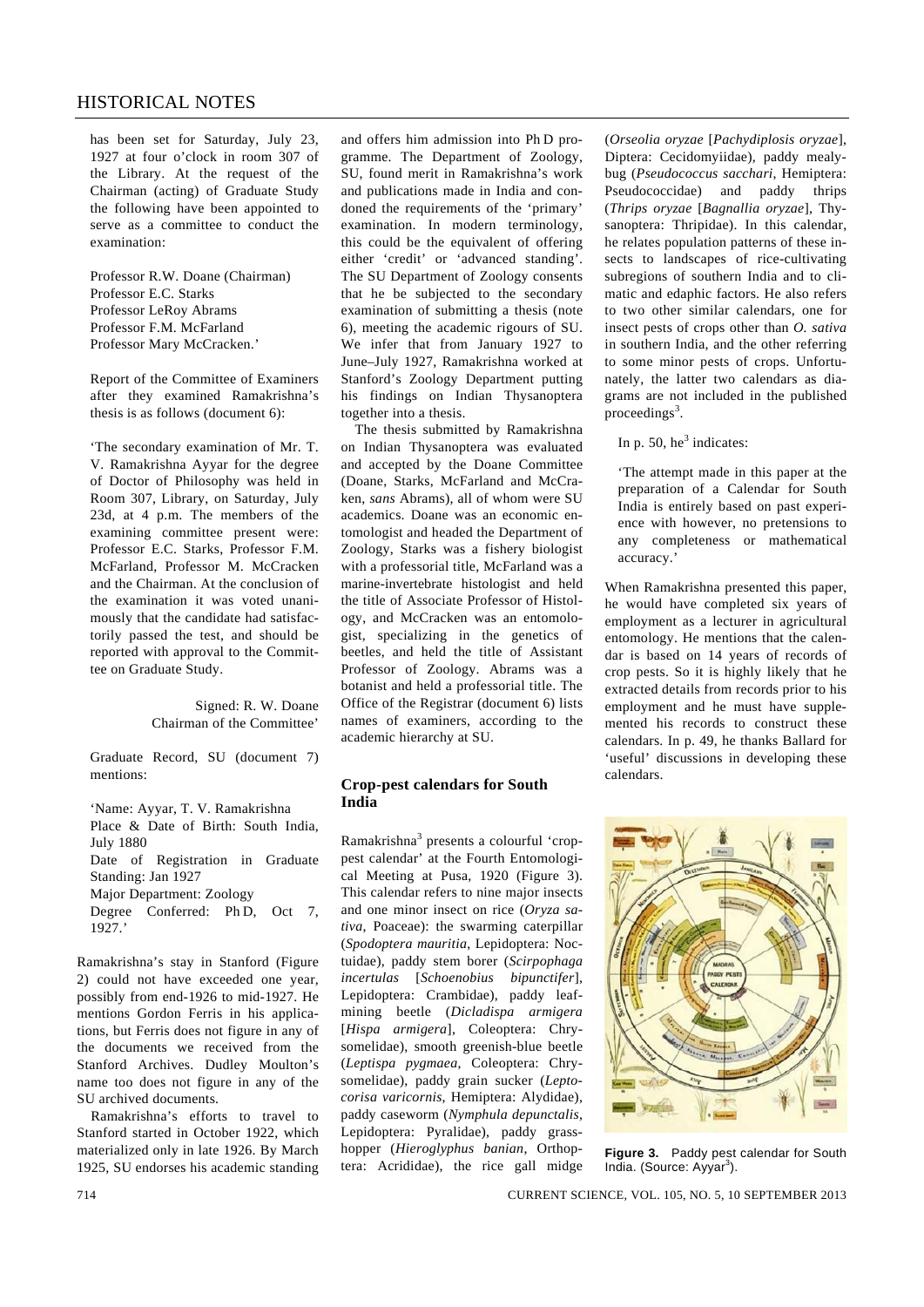has been set for Saturday, July 23, 1927 at four o'clock in room 307 of the Library. At the request of the Chairman (acting) of Graduate Study the following have been appointed to serve as a committee to conduct the examination:

Professor R.W. Doane (Chairman)
Professor E.C. Starks
Professor LeRoy Abrams
Professor F.M. McFarland
Professor Mary McCracken.'

Report of the Committee of Examiners after they examined Ramakrishna's thesis is as follows (document 6):

'The secondary examination of Mr. T. V. Ramakrishna Ayyar for the degree of Doctor of Philosophy was held in Room 307, Library, on Saturday, July 23d, at 4 p.m. The members of the examining committee present were: Professor E.C. Starks, Professor F.M. McFarland, Professor M. McCracken and the Chairman. At the conclusion of the examination it was voted unanimously that the candidate had satisfactorily passed the test, and should be reported with approval to the Committee on Graduate Study.

Signed: R. W. Doane
Chairman of the Committee'

Graduate Record, SU (document 7) mentions:

'Name: Ayyar, T. V. Ramakrishna
Place & Date of Birth: South India, July 1880
Date of Registration in Graduate Standing: Jan 1927
Major Department: Zoology
Degree Conferred: Ph D, Oct 7, 1927.'

Ramakrishna's stay in Stanford (Figure 2) could not have exceeded one year, possibly from end-1926 to mid-1927. He mentions Gordon Ferris in his applications, but Ferris does not figure in any of the documents we received from the Stanford Archives. Dudley Moulton's name too does not figure in any of the SU archived documents.

Ramakrishna's efforts to travel to Stanford started in October 1922, which materialized only in late 1926. By March 1925, SU endorses his academic standing and offers him admission into Ph D programme. The Department of Zoology, SU, found merit in Ramakrishna's work and publications made in India and condoned the requirements of the 'primary' examination. In modern terminology, this could be the equivalent of offering either 'credit' or 'advanced standing'. The SU Department of Zoology consents that he be subjected to the secondary examination of submitting a thesis (note 6), meeting the academic rigours of SU. We infer that from January 1927 to June–July 1927, Ramakrishna worked at Stanford's Zoology Department putting his findings on Indian Thysanoptera together into a thesis.

The thesis submitted by Ramakrishna on Indian Thysanoptera was evaluated and accepted by the Doane Committee (Doane, Starks, McFarland and McCracken, *sans* Abrams), all of whom were SU academics. Doane was an economic entomologist and headed the Department of Zoology, Starks was a fishery biologist with a professorial title, McFarland was a marine-invertebrate histologist and held the title of Associate Professor of Histology, and McCracken was an entomologist, specializing in the genetics of beetles, and held the title of Assistant Professor of Zoology. Abrams was a botanist and held a professorial title. The Office of the Registrar (document 6) lists names of examiners, according to the academic hierarchy at SU.

### Crop-pest calendars for South India

Ramakrishna[3] presents a colourful 'crop-pest calendar' at the Fourth Entomological Meeting at Pusa, 1920 (Figure 3). This calendar refers to nine major insects and one minor insect on rice (*Oryza sativa*, Poaceae): the swarming caterpillar (*Spodoptera mauritia*, Lepidoptera: Noctuidae), paddy stem borer (*Scirpophaga incertulas* [*Schoenobius bipunctifer*], Lepidoptera: Crambidae), paddy leaf-mining beetle (*Dicladispa armigera* [*Hispa armigera*], Coleoptera: Chrysomelidae), smooth greenish-blue beetle (*Leptispa pygmaea*, Coleoptera: Chrysomelidae), paddy grain sucker (*Leptocorisa varicornis*, Hemiptera: Alydidae), paddy caseworm (*Nymphula depunctalis*, Lepidoptera: Pyralidae), paddy grasshopper (*Hieroglyphus banian*, Orthoptera: Acrididae), the rice gall midge (*Orseolia oryzae* [*Pachydiplosis oryzae*], Diptera: Cecidomyiidae), paddy mealybug (*Pseudococcus sacchari*, Hemiptera: Pseudococcidae) and paddy thrips (*Thrips oryzae* [*Bagnallia oryzae*], Thysanoptera: Thripidae). In this calendar, he relates population patterns of these insects to landscapes of rice-cultivating subregions of southern India and to climatic and edaphic factors. He also refers to two other similar calendars, one for insect pests of crops other than *O. sativa* in southern India, and the other referring to some minor pests of crops. Unfortunately, the latter two calendars as diagrams are not included in the published proceedings[3].

In p. 50, he[3] indicates:

'The attempt made in this paper at the preparation of a Calendar for South India is entirely based on past experience with however, no pretensions to any completeness or mathematical accuracy.'

When Ramakrishna presented this paper, he would have completed six years of employment as a lecturer in agricultural entomology. He mentions that the calendar is based on 14 years of records of crop pests. So it is highly likely that he extracted details from records prior to his employment and he must have supplemented his records to construct these calendars. In p. 49, he thanks Ballard for 'useful' discussions in developing these calendars.

**Figure 3.** Paddy pest calendar for South India. (Source: Ayyar[3]).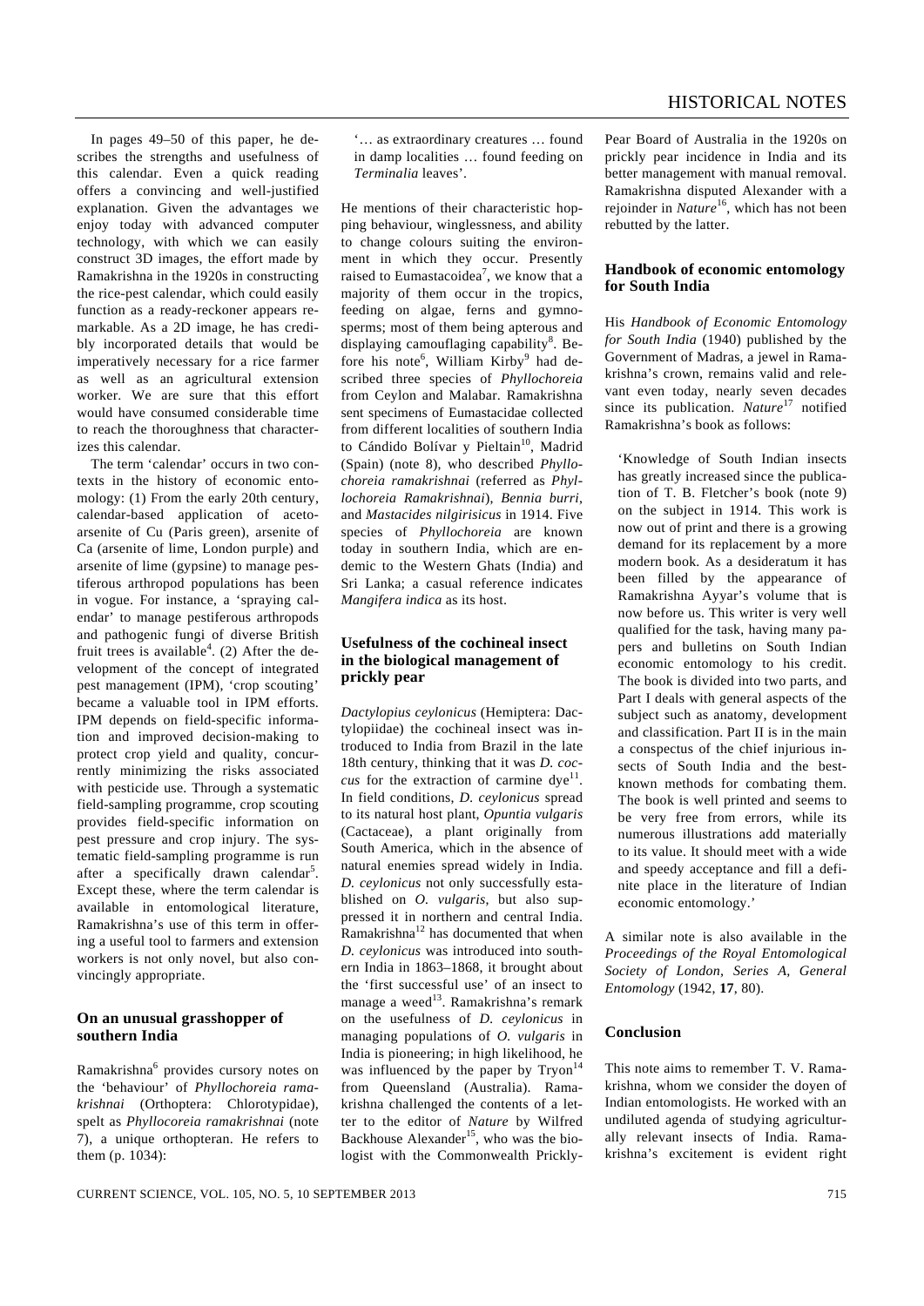In pages 49–50 of this paper, he describes the strengths and usefulness of this calendar. Even a quick reading offers a convincing and well-justified explanation. Given the advantages we enjoy today with advanced computer technology, with which we can easily construct 3D images, the effort made by Ramakrishna in the 1920s in constructing the rice-pest calendar, which could easily function as a ready-reckoner appears remarkable. As a 2D image, he has credibly incorporated details that would be imperatively necessary for a rice farmer as well as an agricultural extension worker. We are sure that this effort would have consumed considerable time to reach the thoroughness that characterizes this calendar.

The term 'calendar' occurs in two contexts in the history of economic entomology: (1) From the early 20th century, calendar-based application of aceto-arsenite of Cu (Paris green), arsenite of Ca (arsenite of lime, London purple) and arsenite of lime (gypsine) to manage pestiferous arthropod populations has been in vogue. For instance, a 'spraying calendar' to manage pestiferous arthropods and pathogenic fungi of diverse British fruit trees is available[4]. (2) After the development of the concept of integrated pest management (IPM), 'crop scouting' became a valuable tool in IPM efforts. IPM depends on field-specific information and improved decision-making to protect crop yield and quality, concurrently minimizing the risks associated with pesticide use. Through a systematic field-sampling programme, crop scouting provides field-specific information on pest pressure and crop injury. The systematic field-sampling programme is run after a specifically drawn calendar[5]. Except these, where the term calendar is available in entomological literature, Ramakrishna's use of this term in offering a useful tool to farmers and extension workers is not only novel, but also convincingly appropriate.

## On an unusual grasshopper of southern India

Ramakrishna[6] provides cursory notes on the 'behaviour' of *Phyllochoreia ramakrishnai* (Orthoptera: Chlorotypidae), spelt as *Phyllocoreia ramakrishnai* (note 7), a unique orthopteran. He refers to them (p. 1034):

> '… as extraordinary creatures … found in damp localities … found feeding on *Terminalia* leaves'.

He mentions of their characteristic hopping behaviour, winglessness, and ability to change colours suiting the environment in which they occur. Presently raised to Eumastacoidea[7], we know that a majority of them occur in the tropics, feeding on algae, ferns and gymnosperms; most of them being apterous and displaying camouflaging capability[8]. Before his note[6], William Kirby[9] had described three species of *Phyllochoreia* from Ceylon and Malabar. Ramakrishna sent specimens of Eumastacidae collected from different localities of southern India to Cándido Bolívar y Pieltain[10], Madrid (Spain) (note 8), who described *Phyllochoreia ramakrishnai* (referred as *Phyllochoreia Ramakrishnai*), *Bennia burri*, and *Mastacides nilgirisicus* in 1914. Five species of *Phyllochoreia* are known today in southern India, which are endemic to the Western Ghats (India) and Sri Lanka; a casual reference indicates *Mangifera indica* as its host.

## Usefulness of the cochineal insect in the biological management of prickly pear

*Dactylopius ceylonicus* (Hemiptera: Dactylopiidae) the cochineal insect was introduced to India from Brazil in the late 18th century, thinking that it was *D. coccus* for the extraction of carmine dye[11]. In field conditions, *D. ceylonicus* spread to its natural host plant, *Opuntia vulgaris* (Cactaceae), a plant originally from South America, which in the absence of natural enemies spread widely in India. *D. ceylonicus* not only successfully established on *O. vulgaris*, but also suppressed it in northern and central India. Ramakrishna[12] has documented that when *D. ceylonicus* was introduced into southern India in 1863–1868, it brought about the 'first successful use' of an insect to manage a weed[13]. Ramakrishna's remark on the usefulness of *D. ceylonicus* in managing populations of *O. vulgaris* in India is pioneering; in high likelihood, he was influenced by the paper by Tryon[14] from Queensland (Australia). Ramakrishna challenged the contents of a letter to the editor of *Nature* by Wilfred Backhouse Alexander[15], who was the biologist with the Commonwealth Prickly-Pear Board of Australia in the 1920s on prickly pear incidence in India and its better management with manual removal. Ramakrishna disputed Alexander with a rejoinder in *Nature*[16], which has not been rebutted by the latter.

## Handbook of economic entomology for South India

His *Handbook of Economic Entomology for South India* (1940) published by the Government of Madras, a jewel in Ramakrishna's crown, remains valid and relevant even today, nearly seven decades since its publication. *Nature*[17] notified Ramakrishna's book as follows:

> 'Knowledge of South Indian insects has greatly increased since the publication of T. B. Fletcher's book (note 9) on the subject in 1914. This work is now out of print and there is a growing demand for its replacement by a more modern book. As a desideratum it has been filled by the appearance of Ramakrishna Ayyar's volume that is now before us. This writer is very well qualified for the task, having many papers and bulletins on South Indian economic entomology to his credit. The book is divided into two parts, and Part I deals with general aspects of the subject such as anatomy, development and classification. Part II is in the main a conspectus of the chief injurious insects of South India and the best-known methods for combating them. The book is well printed and seems to be very free from errors, while its numerous illustrations add materially to its value. It should meet with a wide and speedy acceptance and fill a definite place in the literature of Indian economic entomology.'

A similar note is also available in the *Proceedings of the Royal Entomological Society of London, Series A, General Entomology* (1942, **17**, 80).

## Conclusion

This note aims to remember T. V. Ramakrishna, whom we consider the doyen of Indian entomologists. He worked with an undiluted agenda of studying agriculturally relevant insects of India. Ramakrishna's excitement is evident right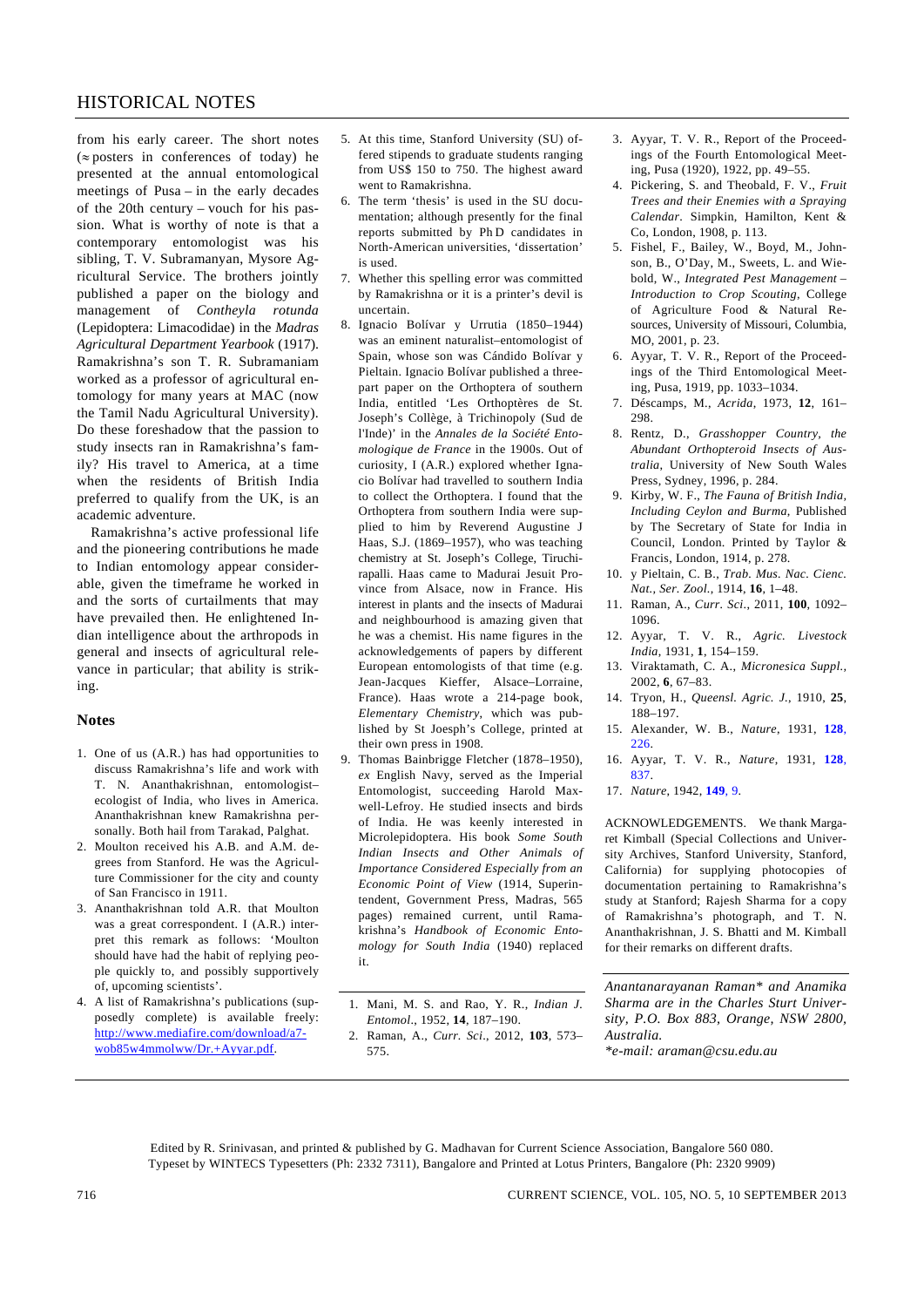from his early career. The short notes (≈ posters in conferences of today) he presented at the annual entomological meetings of Pusa – in the early decades of the 20th century – vouch for his passion. What is worthy of note is that a contemporary entomologist was his sibling, T. V. Subramanyan, Mysore Agricultural Service. The brothers jointly published a paper on the biology and management of *Contheyla rotunda* (Lepidoptera: Limacodidae) in the *Madras Agricultural Department Yearbook* (1917). Ramakrishna's son T. R. Subramaniam worked as a professor of agricultural entomology for many years at MAC (now the Tamil Nadu Agricultural University). Do these foreshadow that the passion to study insects ran in Ramakrishna's family? His travel to America, at a time when the residents of British India preferred to qualify from the UK, is an academic adventure.

Ramakrishna's active professional life and the pioneering contributions he made to Indian entomology appear considerable, given the timeframe he worked in and the sorts of curtailments that may have prevailed then. He enlightened Indian intelligence about the arthropods in general and insects of agricultural relevance in particular; that ability is striking.

## Notes

1. One of us (A.R.) has had opportunities to discuss Ramakrishna's life and work with T. N. Ananthakrishnan, entomologist–ecologist of India, who lives in America. Ananthakrishnan knew Ramakrishna personally. Both hail from Tarakad, Palghat.
2. Moulton received his A.B. and A.M. degrees from Stanford. He was the Agriculture Commissioner for the city and county of San Francisco in 1911.
3. Ananthakrishnan told A.R. that Moulton was a great correspondent. I (A.R.) interpret this remark as follows: 'Moulton should have had the habit of replying people quickly to, and possibly supportively of, upcoming scientists'.
4. A list of Ramakrishna's publications (supposedly complete) is available freely: http://www.mediafire.com/download/a7-wob85w4mmolww/Dr.+Ayyar.pdf.
5. At this time, Stanford University (SU) offered stipends to graduate students ranging from US$ 150 to 750. The highest award went to Ramakrishna.
6. The term 'thesis' is used in the SU documentation; although presently for the final reports submitted by Ph D candidates in North-American universities, 'dissertation' is used.
7. Whether this spelling error was committed by Ramakrishna or it is a printer's devil is uncertain.
8. Ignacio Bolívar y Urrutia (1850–1944) was an eminent naturalist–entomologist of Spain, whose son was Cándido Bolívar y Pieltain. Ignacio Bolívar published a three-part paper on the Orthoptera of southern India, entitled 'Les Orthoptères de St. Joseph's Collège, à Trichinopoly (Sud de l'Inde)' in the *Annales de la Société Entomologique de France* in the 1900s. Out of curiosity, I (A.R.) explored whether Ignacio Bolívar had travelled to southern India to collect the Orthoptera. I found that the Orthoptera from southern India were supplied to him by Reverend Augustine J Haas, S.J. (1869–1957), who was teaching chemistry at St. Joseph's College, Tiruchirapalli. Haas came to Madurai Jesuit Province from Alsace, now in France. His interest in plants and the insects of Madurai and neighbourhood is amazing given that he was a chemist. His name figures in the acknowledgements of papers by different European entomologists of that time (e.g. Jean-Jacques Kieffer, Alsace–Lorraine, France). Haas wrote a 214-page book, *Elementary Chemistry*, which was published by St Joesph's College, printed at their own press in 1908.
9. Thomas Bainbrigge Fletcher (1878–1950), *ex* English Navy, served as the Imperial Entomologist, succeeding Harold Maxwell-Lefroy. He studied insects and birds of India. He was keenly interested in Microlepidoptera. His book *Some South Indian Insects and Other Animals of Importance Considered Especially from an Economic Point of View* (1914, Superintendent, Government Press, Madras, 565 pages) remained current, until Ramakrishna's *Handbook of Economic Entomology for South India* (1940) replaced it.

---

1. Mani, M. S. and Rao, Y. R., *Indian J. Entomol.*, 1952, **14**, 187–190.
2. Raman, A., *Curr. Sci.*, 2012, **103**, 573–575.
3. Ayyar, T. V. R., Report of the Proceedings of the Fourth Entomological Meeting, Pusa (1920), 1922, pp. 49–55.
4. Pickering, S. and Theobald, F. V., *Fruit Trees and their Enemies with a Spraying Calendar*. Simpkin, Hamilton, Kent & Co, London, 1908, p. 113.
5. Fishel, F., Bailey, W., Boyd, M., Johnson, B., O'Day, M., Sweets, L. and Wiebold, W., *Integrated Pest Management – Introduction to Crop Scouting*, College of Agriculture Food & Natural Resources, University of Missouri, Columbia, MO, 2001, p. 23.
6. Ayyar, T. V. R., Report of the Proceedings of the Third Entomological Meeting, Pusa, 1919, pp. 1033–1034.
7. Déscamps, M., *Acrida*, 1973, **12**, 161–298.
8. Rentz, D., *Grasshopper Country, the Abundant Orthopteroid Insects of Australia*, University of New South Wales Press, Sydney, 1996, p. 284.
9. Kirby, W. F., *The Fauna of British India, Including Ceylon and Burma*, Published by The Secretary of State for India in Council, London. Printed by Taylor & Francis, London, 1914, p. 278.
10. y Pieltain, C. B., *Trab. Mus. Nac. Cienc. Nat., Ser. Zool.*, 1914, **16**, 1–48.
11. Raman, A., *Curr. Sci.*, 2011, **100**, 1092–1096.
12. Ayyar, T. V. R., *Agric. Livestock India*, 1931, **1**, 154–159.
13. Viraktamath, C. A., *Micronesica Suppl.*, 2002, **6**, 67–83.
14. Tryon, H., *Queensl. Agric. J.*, 1910, **25**, 188–197.
15. Alexander, W. B., *Nature*, 1931, **128**, 226.
16. Ayyar, T. V. R., *Nature*, 1931, **128**, 837.
17. *Nature*, 1942, **149**, 9.

ACKNOWLEDGEMENTS. We thank Margaret Kimball (Special Collections and University Archives, Stanford University, Stanford, California) for supplying photocopies of documentation pertaining to Ramakrishna's study at Stanford; Rajesh Sharma for a copy of Ramakrishna's photograph, and T. N. Ananthakrishnan, J. S. Bhatti and M. Kimball for their remarks on different drafts.

*Anantanarayanan Raman\* and Anamika Sharma are in the Charles Sturt University, P.O. Box 883, Orange, NSW 2800, Australia.*
*\*e-mail: araman@csu.edu.au*

Edited by R. Srinivasan, and printed & published by G. Madhavan for Current Science Association, Bangalore 560 080.
Typeset by WINTECS Typesetters (Ph: 2332 7311), Bangalore and Printed at Lotus Printers, Bangalore (Ph: 2320 9909)